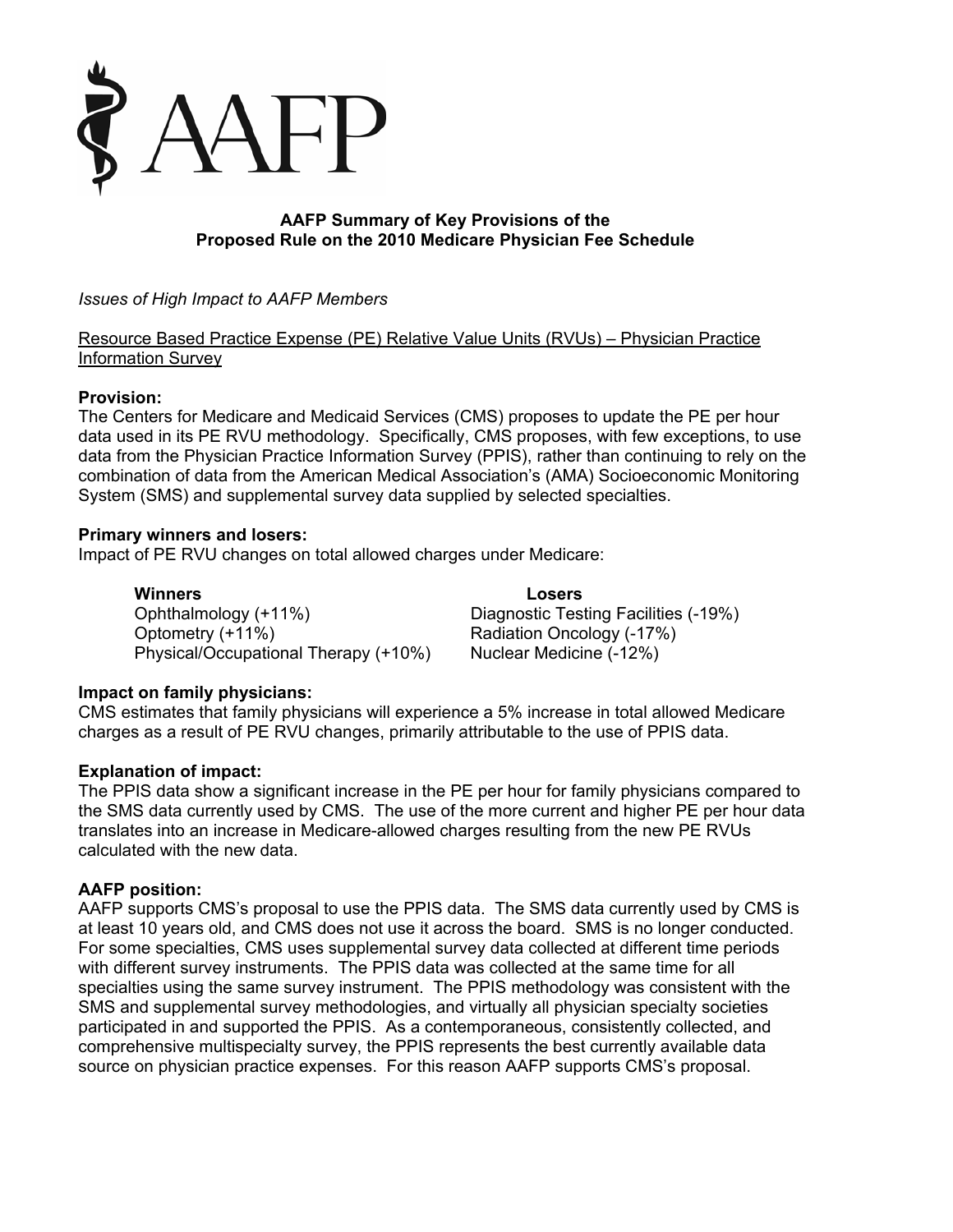# AAFP

## AAFP Summary of Key Provisions of the Proposed Rule on the 2010 Medicare Physician Fee Schedule

*Issues of High Impact to AAFP Members*

Resource Based Practice Expense (PE) Relative Value Units (RVUs) – Physician Practice Information Survey

**Provision:**
The Centers for Medicare and Medicaid Services (CMS) proposes to update the PE per hour data used in its PE RVU methodology. Specifically, CMS proposes, with few exceptions, to use data from the Physician Practice Information Survey (PPIS), rather than continuing to rely on the combination of data from the American Medical Association's (AMA) Socioeconomic Monitoring System (SMS) and supplemental survey data supplied by selected specialties.

**Primary winners and losers:**
Impact of PE RVU changes on total allowed charges under Medicare:

| **Winners** | **Losers** |
|---|---|
| Ophthalmology (+11%) | Diagnostic Testing Facilities (-19%) |
| Optometry (+11%) | Radiation Oncology (-17%) |
| Physical/Occupational Therapy (+10%) | Nuclear Medicine (-12%) |

**Impact on family physicians:**
CMS estimates that family physicians will experience a 5% increase in total allowed Medicare charges as a result of PE RVU changes, primarily attributable to the use of PPIS data.

**Explanation of impact:**
The PPIS data show a significant increase in the PE per hour for family physicians compared to the SMS data currently used by CMS. The use of the more current and higher PE per hour data translates into an increase in Medicare-allowed charges resulting from the new PE RVUs calculated with the new data.

**AAFP position:**
AAFP supports CMS's proposal to use the PPIS data. The SMS data currently used by CMS is at least 10 years old, and CMS does not use it across the board. SMS is no longer conducted. For some specialties, CMS uses supplemental survey data collected at different time periods with different survey instruments. The PPIS data was collected at the same time for all specialties using the same survey instrument. The PPIS methodology was consistent with the SMS and supplemental survey methodologies, and virtually all physician specialty societies participated in and supported the PPIS. As a contemporaneous, consistently collected, and comprehensive multispecialty survey, the PPIS represents the best currently available data source on physician practice expenses. For this reason AAFP supports CMS's proposal.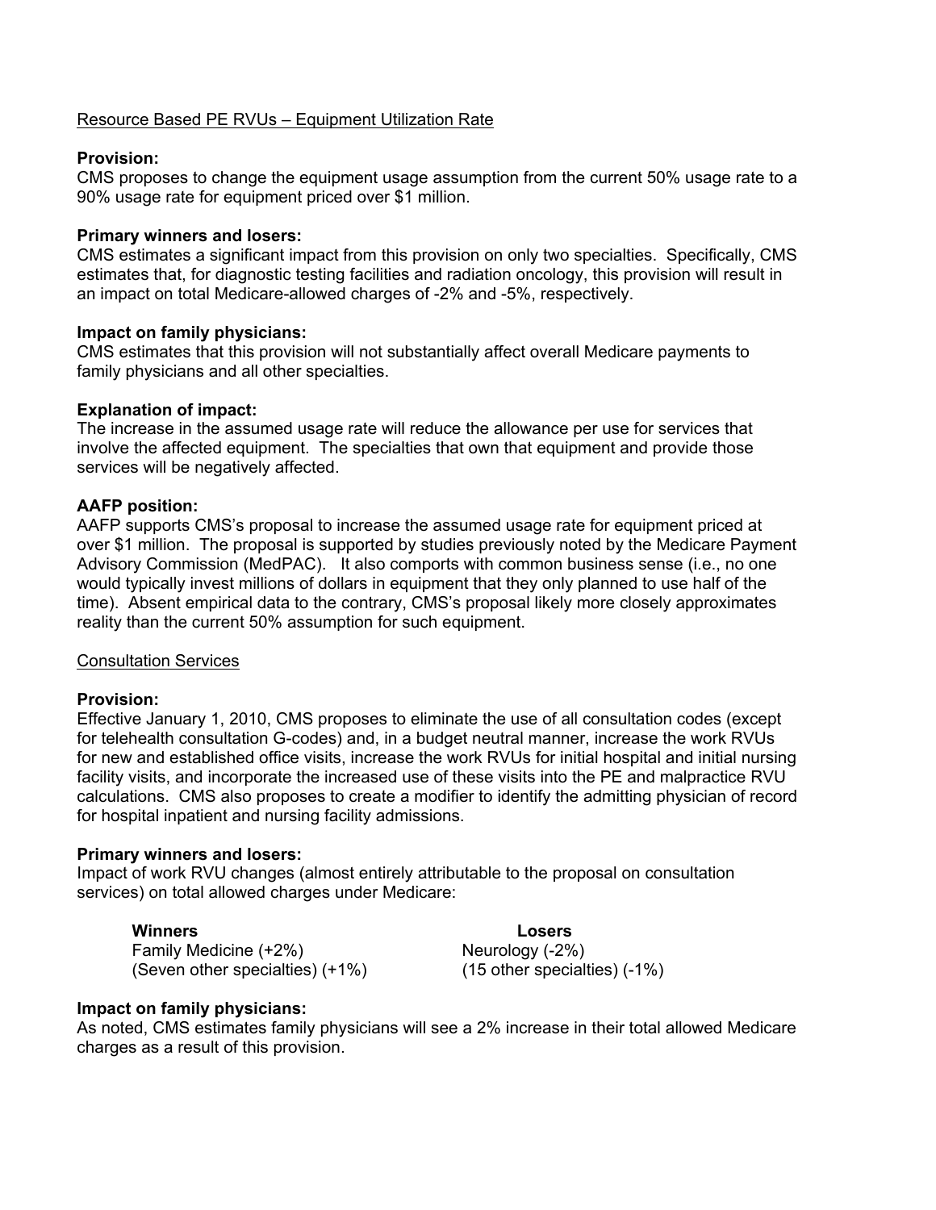## Resource Based PE RVUs – Equipment Utilization Rate

**Provision:**
CMS proposes to change the equipment usage assumption from the current 50% usage rate to a 90% usage rate for equipment priced over $1 million.

**Primary winners and losers:**
CMS estimates a significant impact from this provision on only two specialties. Specifically, CMS estimates that, for diagnostic testing facilities and radiation oncology, this provision will result in an impact on total Medicare-allowed charges of -2% and -5%, respectively.

**Impact on family physicians:**
CMS estimates that this provision will not substantially affect overall Medicare payments to family physicians and all other specialties.

**Explanation of impact:**
The increase in the assumed usage rate will reduce the allowance per use for services that involve the affected equipment. The specialties that own that equipment and provide those services will be negatively affected.

**AAFP position:**
AAFP supports CMS's proposal to increase the assumed usage rate for equipment priced at over $1 million. The proposal is supported by studies previously noted by the Medicare Payment Advisory Commission (MedPAC). It also comports with common business sense (i.e., no one would typically invest millions of dollars in equipment that they only planned to use half of the time). Absent empirical data to the contrary, CMS's proposal likely more closely approximates reality than the current 50% assumption for such equipment.

## Consultation Services

**Provision:**
Effective January 1, 2010, CMS proposes to eliminate the use of all consultation codes (except for telehealth consultation G-codes) and, in a budget neutral manner, increase the work RVUs for new and established office visits, increase the work RVUs for initial hospital and initial nursing facility visits, and incorporate the increased use of these visits into the PE and malpractice RVU calculations. CMS also proposes to create a modifier to identify the admitting physician of record for hospital inpatient and nursing facility admissions.

**Primary winners and losers:**
Impact of work RVU changes (almost entirely attributable to the proposal on consultation services) on total allowed charges under Medicare:

| **Winners** | **Losers** |
|---|---|
| Family Medicine (+2%) | Neurology (-2%) |
| (Seven other specialties) (+1%) | (15 other specialties) (-1%) |

**Impact on family physicians:**
As noted, CMS estimates family physicians will see a 2% increase in their total allowed Medicare charges as a result of this provision.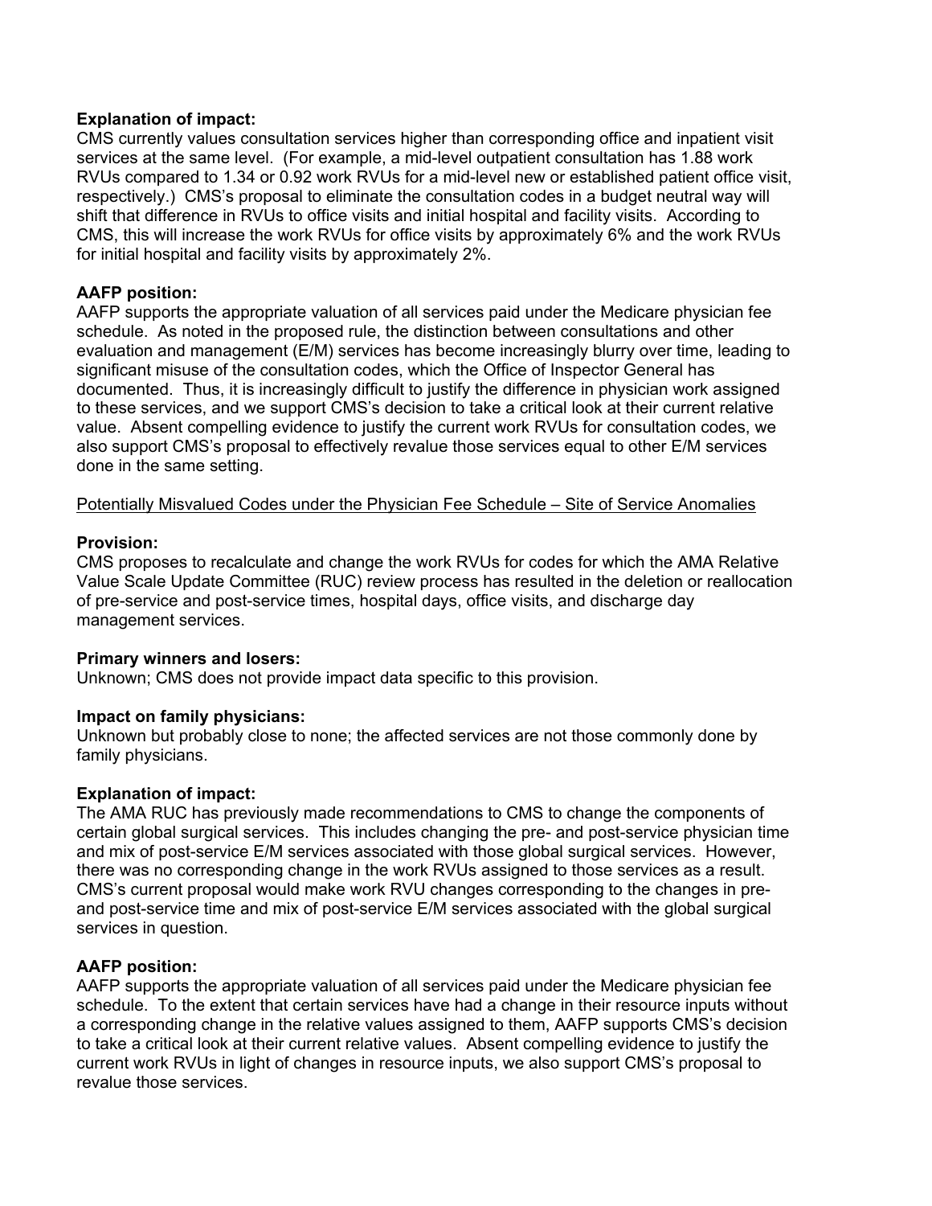**Explanation of impact:**
CMS currently values consultation services higher than corresponding office and inpatient visit services at the same level. (For example, a mid-level outpatient consultation has 1.88 work RVUs compared to 1.34 or 0.92 work RVUs for a mid-level new or established patient office visit, respectively.) CMS's proposal to eliminate the consultation codes in a budget neutral way will shift that difference in RVUs to office visits and initial hospital and facility visits. According to CMS, this will increase the work RVUs for office visits by approximately 6% and the work RVUs for initial hospital and facility visits by approximately 2%.

**AAFP position:**
AAFP supports the appropriate valuation of all services paid under the Medicare physician fee schedule. As noted in the proposed rule, the distinction between consultations and other evaluation and management (E/M) services has become increasingly blurry over time, leading to significant misuse of the consultation codes, which the Office of Inspector General has documented. Thus, it is increasingly difficult to justify the difference in physician work assigned to these services, and we support CMS's decision to take a critical look at their current relative value. Absent compelling evidence to justify the current work RVUs for consultation codes, we also support CMS's proposal to effectively revalue those services equal to other E/M services done in the same setting.

<u>Potentially Misvalued Codes under the Physician Fee Schedule – Site of Service Anomalies</u>

**Provision:**
CMS proposes to recalculate and change the work RVUs for codes for which the AMA Relative Value Scale Update Committee (RUC) review process has resulted in the deletion or reallocation of pre-service and post-service times, hospital days, office visits, and discharge day management services.

**Primary winners and losers:**
Unknown; CMS does not provide impact data specific to this provision.

**Impact on family physicians:**
Unknown but probably close to none; the affected services are not those commonly done by family physicians.

**Explanation of impact:**
The AMA RUC has previously made recommendations to CMS to change the components of certain global surgical services. This includes changing the pre- and post-service physician time and mix of post-service E/M services associated with those global surgical services. However, there was no corresponding change in the work RVUs assigned to those services as a result. CMS's current proposal would make work RVU changes corresponding to the changes in pre- and post-service time and mix of post-service E/M services associated with the global surgical services in question.

**AAFP position:**
AAFP supports the appropriate valuation of all services paid under the Medicare physician fee schedule. To the extent that certain services have had a change in their resource inputs without a corresponding change in the relative values assigned to them, AAFP supports CMS's decision to take a critical look at their current relative values. Absent compelling evidence to justify the current work RVUs in light of changes in resource inputs, we also support CMS's proposal to revalue those services.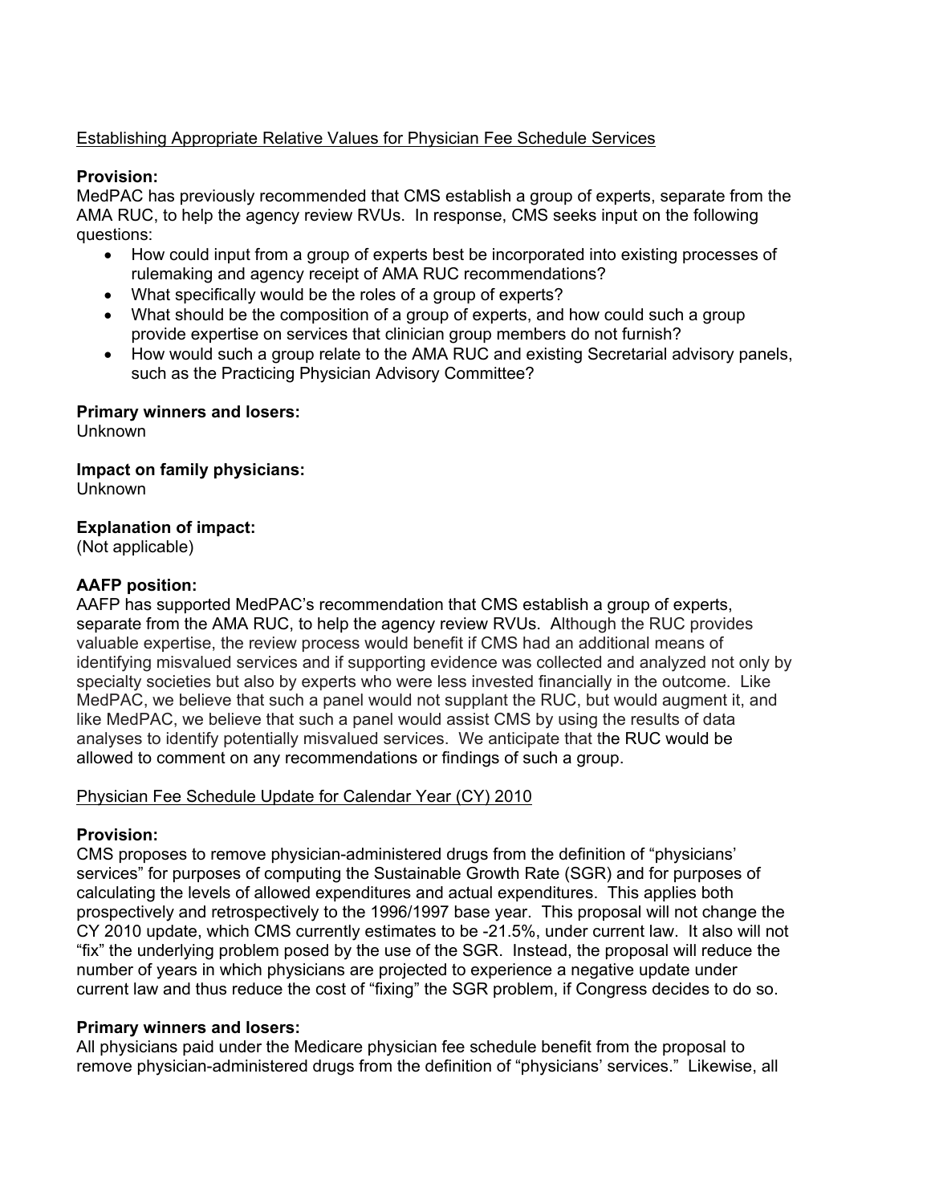<u>Establishing Appropriate Relative Values for Physician Fee Schedule Services</u>

**Provision:**
MedPAC has previously recommended that CMS establish a group of experts, separate from the AMA RUC, to help the agency review RVUs. In response, CMS seeks input on the following questions:

- How could input from a group of experts best be incorporated into existing processes of rulemaking and agency receipt of AMA RUC recommendations?
- What specifically would be the roles of a group of experts?
- What should be the composition of a group of experts, and how could such a group provide expertise on services that clinician group members do not furnish?
- How would such a group relate to the AMA RUC and existing Secretarial advisory panels, such as the Practicing Physician Advisory Committee?

**Primary winners and losers:**
Unknown

**Impact on family physicians:**
Unknown

**Explanation of impact:**
(Not applicable)

**AAFP position:**
AAFP has supported MedPAC's recommendation that CMS establish a group of experts, separate from the AMA RUC, to help the agency review RVUs. Although the RUC provides valuable expertise, the review process would benefit if CMS had an additional means of identifying misvalued services and if supporting evidence was collected and analyzed not only by specialty societies but also by experts who were less invested financially in the outcome. Like MedPAC, we believe that such a panel would not supplant the RUC, but would augment it, and like MedPAC, we believe that such a panel would assist CMS by using the results of data analyses to identify potentially misvalued services. We anticipate that the RUC would be allowed to comment on any recommendations or findings of such a group.

<u>Physician Fee Schedule Update for Calendar Year (CY) 2010</u>

**Provision:**
CMS proposes to remove physician-administered drugs from the definition of "physicians' services" for purposes of computing the Sustainable Growth Rate (SGR) and for purposes of calculating the levels of allowed expenditures and actual expenditures. This applies both prospectively and retrospectively to the 1996/1997 base year. This proposal will not change the CY 2010 update, which CMS currently estimates to be -21.5%, under current law. It also will not "fix" the underlying problem posed by the use of the SGR. Instead, the proposal will reduce the number of years in which physicians are projected to experience a negative update under current law and thus reduce the cost of "fixing" the SGR problem, if Congress decides to do so.

**Primary winners and losers:**
All physicians paid under the Medicare physician fee schedule benefit from the proposal to remove physician-administered drugs from the definition of "physicians' services." Likewise, all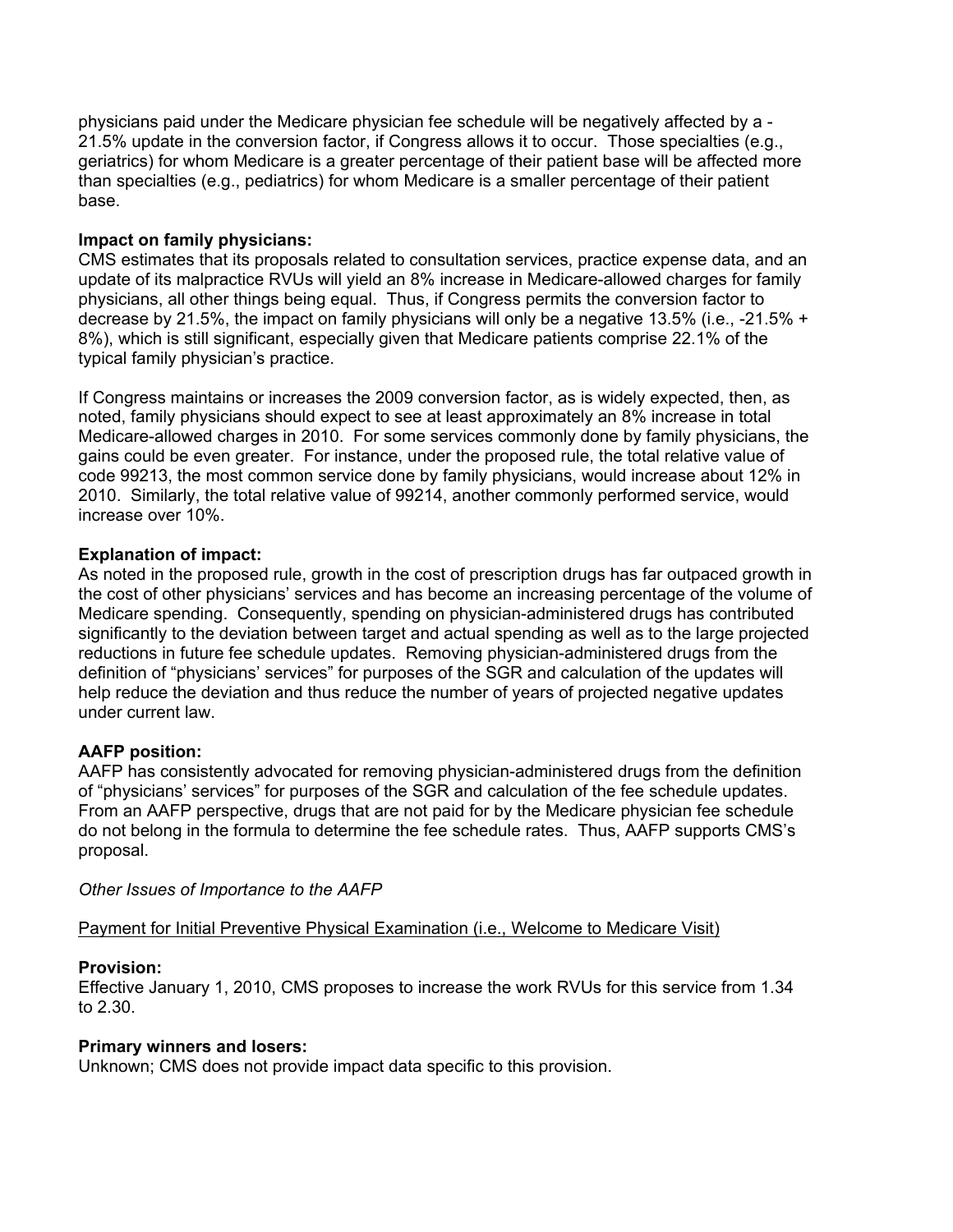physicians paid under the Medicare physician fee schedule will be negatively affected by a -21.5% update in the conversion factor, if Congress allows it to occur. Those specialties (e.g., geriatrics) for whom Medicare is a greater percentage of their patient base will be affected more than specialties (e.g., pediatrics) for whom Medicare is a smaller percentage of their patient base.

**Impact on family physicians:**
CMS estimates that its proposals related to consultation services, practice expense data, and an update of its malpractice RVUs will yield an 8% increase in Medicare-allowed charges for family physicians, all other things being equal. Thus, if Congress permits the conversion factor to decrease by 21.5%, the impact on family physicians will only be a negative 13.5% (i.e., -21.5% + 8%), which is still significant, especially given that Medicare patients comprise 22.1% of the typical family physician's practice.

If Congress maintains or increases the 2009 conversion factor, as is widely expected, then, as noted, family physicians should expect to see at least approximately an 8% increase in total Medicare-allowed charges in 2010. For some services commonly done by family physicians, the gains could be even greater. For instance, under the proposed rule, the total relative value of code 99213, the most common service done by family physicians, would increase about 12% in 2010. Similarly, the total relative value of 99214, another commonly performed service, would increase over 10%.

**Explanation of impact:**
As noted in the proposed rule, growth in the cost of prescription drugs has far outpaced growth in the cost of other physicians' services and has become an increasing percentage of the volume of Medicare spending. Consequently, spending on physician-administered drugs has contributed significantly to the deviation between target and actual spending as well as to the large projected reductions in future fee schedule updates. Removing physician-administered drugs from the definition of "physicians' services" for purposes of the SGR and calculation of the updates will help reduce the deviation and thus reduce the number of years of projected negative updates under current law.

**AAFP position:**
AAFP has consistently advocated for removing physician-administered drugs from the definition of "physicians' services" for purposes of the SGR and calculation of the fee schedule updates. From an AAFP perspective, drugs that are not paid for by the Medicare physician fee schedule do not belong in the formula to determine the fee schedule rates. Thus, AAFP supports CMS's proposal.

*Other Issues of Importance to the AAFP*

<u>Payment for Initial Preventive Physical Examination (i.e., Welcome to Medicare Visit)</u>

**Provision:**
Effective January 1, 2010, CMS proposes to increase the work RVUs for this service from 1.34 to 2.30.

**Primary winners and losers:**
Unknown; CMS does not provide impact data specific to this provision.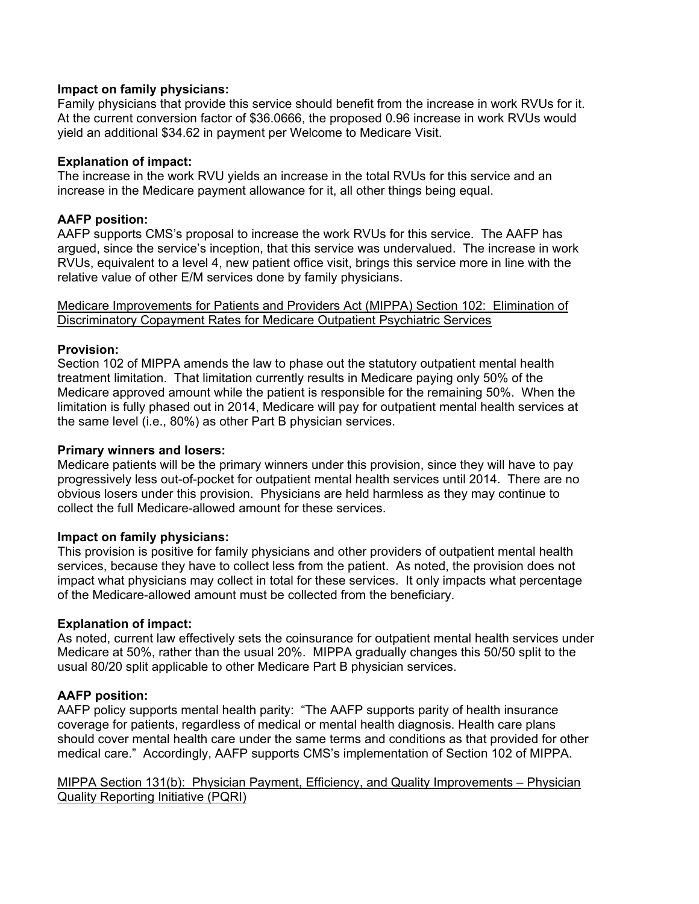**Impact on family physicians:**
Family physicians that provide this service should benefit from the increase in work RVUs for it. At the current conversion factor of $36.0666, the proposed 0.96 increase in work RVUs would yield an additional $34.62 in payment per Welcome to Medicare Visit.

**Explanation of impact:**
The increase in the work RVU yields an increase in the total RVUs for this service and an increase in the Medicare payment allowance for it, all other things being equal.

**AAFP position:**
AAFP supports CMS's proposal to increase the work RVUs for this service. The AAFP has argued, since the service's inception, that this service was undervalued. The increase in work RVUs, equivalent to a level 4, new patient office visit, brings this service more in line with the relative value of other E/M services done by family physicians.

<u>Medicare Improvements for Patients and Providers Act (MIPPA) Section 102: Elimination of Discriminatory Copayment Rates for Medicare Outpatient Psychiatric Services</u>

**Provision:**
Section 102 of MIPPA amends the law to phase out the statutory outpatient mental health treatment limitation. That limitation currently results in Medicare paying only 50% of the Medicare approved amount while the patient is responsible for the remaining 50%. When the limitation is fully phased out in 2014, Medicare will pay for outpatient mental health services at the same level (i.e., 80%) as other Part B physician services.

**Primary winners and losers:**
Medicare patients will be the primary winners under this provision, since they will have to pay progressively less out-of-pocket for outpatient mental health services until 2014. There are no obvious losers under this provision. Physicians are held harmless as they may continue to collect the full Medicare-allowed amount for these services.

**Impact on family physicians:**
This provision is positive for family physicians and other providers of outpatient mental health services, because they have to collect less from the patient. As noted, the provision does not impact what physicians may collect in total for these services. It only impacts what percentage of the Medicare-allowed amount must be collected from the beneficiary.

**Explanation of impact:**
As noted, current law effectively sets the coinsurance for outpatient mental health services under Medicare at 50%, rather than the usual 20%. MIPPA gradually changes this 50/50 split to the usual 80/20 split applicable to other Medicare Part B physician services.

**AAFP position:**
AAFP policy supports mental health parity: "The AAFP supports parity of health insurance coverage for patients, regardless of medical or mental health diagnosis. Health care plans should cover mental health care under the same terms and conditions as that provided for other medical care." Accordingly, AAFP supports CMS's implementation of Section 102 of MIPPA.

<u>MIPPA Section 131(b): Physician Payment, Efficiency, and Quality Improvements – Physician Quality Reporting Initiative (PQRI)</u>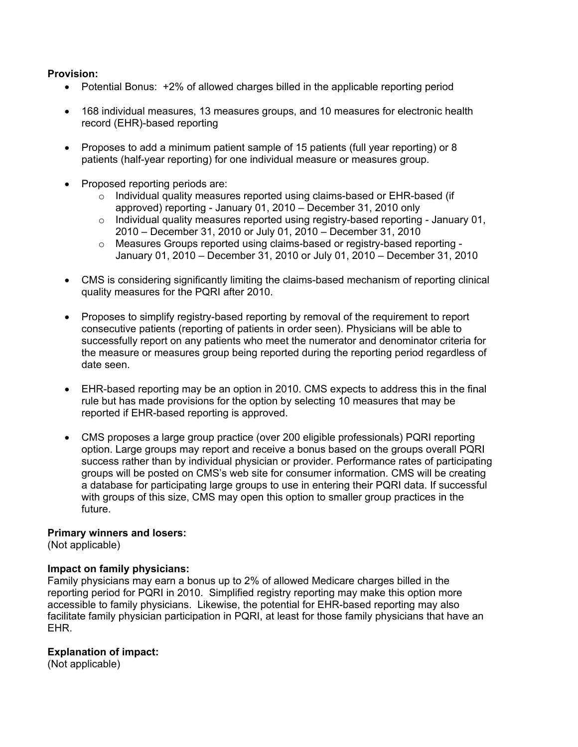**Provision:**

- Potential Bonus: +2% of allowed charges billed in the applicable reporting period

- 168 individual measures, 13 measures groups, and 10 measures for electronic health record (EHR)-based reporting

- Proposes to add a minimum patient sample of 15 patients (full year reporting) or 8 patients (half-year reporting) for one individual measure or measures group.

- Proposed reporting periods are:
  - Individual quality measures reported using claims-based or EHR-based (if approved) reporting - January 01, 2010 – December 31, 2010 only
  - Individual quality measures reported using registry-based reporting - January 01, 2010 – December 31, 2010 or July 01, 2010 – December 31, 2010
  - Measures Groups reported using claims-based or registry-based reporting - January 01, 2010 – December 31, 2010 or July 01, 2010 – December 31, 2010

- CMS is considering significantly limiting the claims-based mechanism of reporting clinical quality measures for the PQRI after 2010.

- Proposes to simplify registry-based reporting by removal of the requirement to report consecutive patients (reporting of patients in order seen). Physicians will be able to successfully report on any patients who meet the numerator and denominator criteria for the measure or measures group being reported during the reporting period regardless of date seen.

- EHR-based reporting may be an option in 2010. CMS expects to address this in the final rule but has made provisions for the option by selecting 10 measures that may be reported if EHR-based reporting is approved.

- CMS proposes a large group practice (over 200 eligible professionals) PQRI reporting option. Large groups may report and receive a bonus based on the groups overall PQRI success rather than by individual physician or provider. Performance rates of participating groups will be posted on CMS's web site for consumer information. CMS will be creating a database for participating large groups to use in entering their PQRI data. If successful with groups of this size, CMS may open this option to smaller group practices in the future.

**Primary winners and losers:**
(Not applicable)

**Impact on family physicians:**
Family physicians may earn a bonus up to 2% of allowed Medicare charges billed in the reporting period for PQRI in 2010. Simplified registry reporting may make this option more accessible to family physicians. Likewise, the potential for EHR-based reporting may also facilitate family physician participation in PQRI, at least for those family physicians that have an EHR.

**Explanation of impact:**
(Not applicable)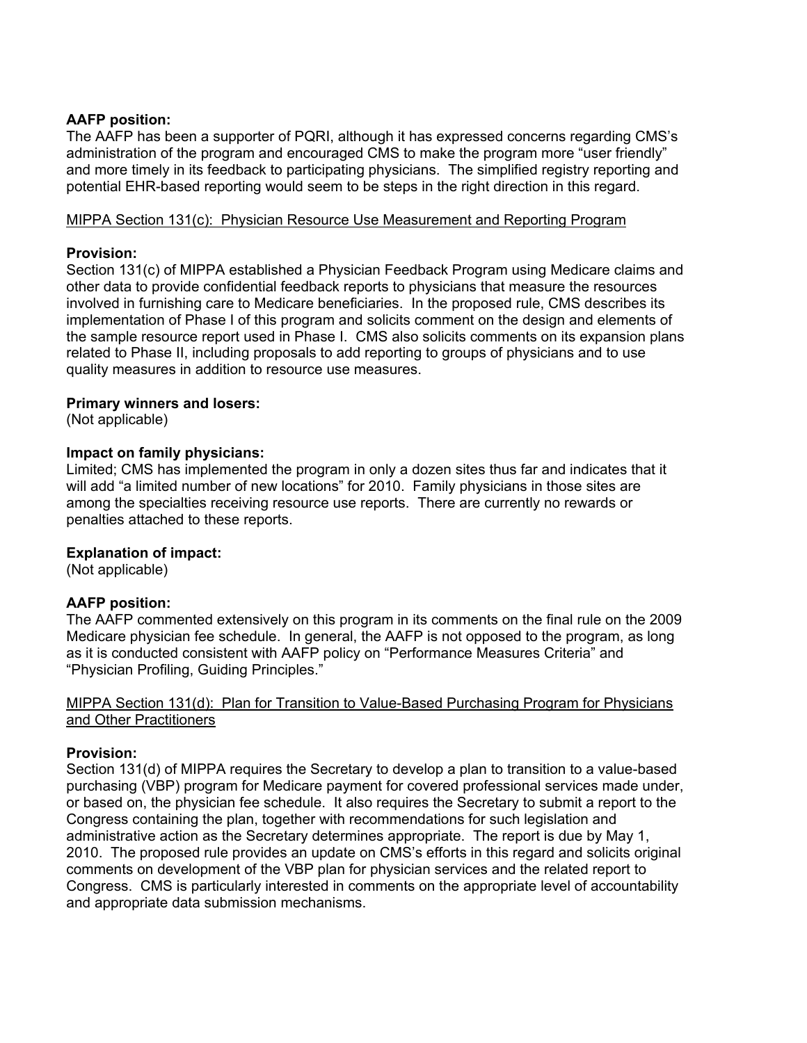**AAFP position:**
The AAFP has been a supporter of PQRI, although it has expressed concerns regarding CMS's administration of the program and encouraged CMS to make the program more "user friendly" and more timely in its feedback to participating physicians. The simplified registry reporting and potential EHR-based reporting would seem to be steps in the right direction in this regard.

<u>MIPPA Section 131(c): Physician Resource Use Measurement and Reporting Program</u>

**Provision:**
Section 131(c) of MIPPA established a Physician Feedback Program using Medicare claims and other data to provide confidential feedback reports to physicians that measure the resources involved in furnishing care to Medicare beneficiaries. In the proposed rule, CMS describes its implementation of Phase I of this program and solicits comment on the design and elements of the sample resource report used in Phase I. CMS also solicits comments on its expansion plans related to Phase II, including proposals to add reporting to groups of physicians and to use quality measures in addition to resource use measures.

**Primary winners and losers:**
(Not applicable)

**Impact on family physicians:**
Limited; CMS has implemented the program in only a dozen sites thus far and indicates that it will add "a limited number of new locations" for 2010. Family physicians in those sites are among the specialties receiving resource use reports. There are currently no rewards or penalties attached to these reports.

**Explanation of impact:**
(Not applicable)

**AAFP position:**
The AAFP commented extensively on this program in its comments on the final rule on the 2009 Medicare physician fee schedule. In general, the AAFP is not opposed to the program, as long as it is conducted consistent with AAFP policy on "Performance Measures Criteria" and "Physician Profiling, Guiding Principles."

<u>MIPPA Section 131(d): Plan for Transition to Value-Based Purchasing Program for Physicians and Other Practitioners</u>

**Provision:**
Section 131(d) of MIPPA requires the Secretary to develop a plan to transition to a value-based purchasing (VBP) program for Medicare payment for covered professional services made under, or based on, the physician fee schedule. It also requires the Secretary to submit a report to the Congress containing the plan, together with recommendations for such legislation and administrative action as the Secretary determines appropriate. The report is due by May 1, 2010. The proposed rule provides an update on CMS's efforts in this regard and solicits original comments on development of the VBP plan for physician services and the related report to Congress. CMS is particularly interested in comments on the appropriate level of accountability and appropriate data submission mechanisms.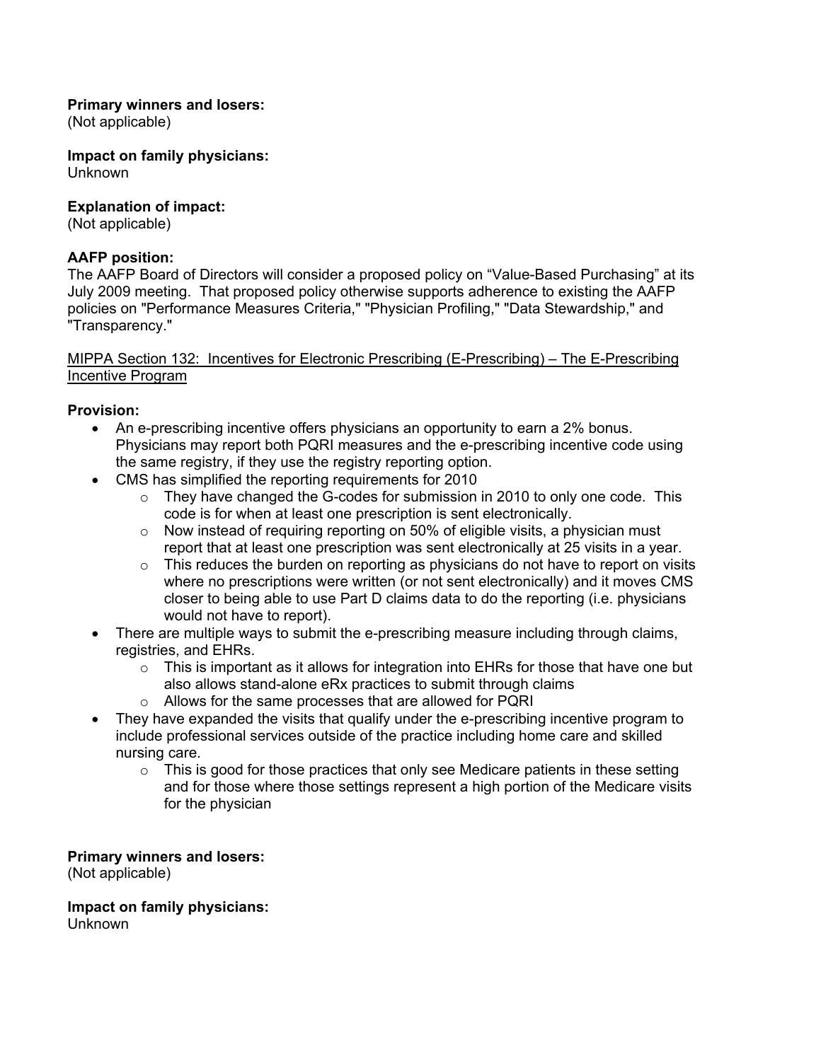**Primary winners and losers:**
(Not applicable)

**Impact on family physicians:**
Unknown

**Explanation of impact:**
(Not applicable)

**AAFP position:**
The AAFP Board of Directors will consider a proposed policy on "Value-Based Purchasing" at its July 2009 meeting. That proposed policy otherwise supports adherence to existing the AAFP policies on "Performance Measures Criteria," "Physician Profiling," "Data Stewardship," and "Transparency."

<u>MIPPA Section 132: Incentives for Electronic Prescribing (E-Prescribing) – The E-Prescribing Incentive Program</u>

**Provision:**

- An e-prescribing incentive offers physicians an opportunity to earn a 2% bonus. Physicians may report both PQRI measures and the e-prescribing incentive code using the same registry, if they use the registry reporting option.
- CMS has simplified the reporting requirements for 2010
  - They have changed the G-codes for submission in 2010 to only one code. This code is for when at least one prescription is sent electronically.
  - Now instead of requiring reporting on 50% of eligible visits, a physician must report that at least one prescription was sent electronically at 25 visits in a year.
  - This reduces the burden on reporting as physicians do not have to report on visits where no prescriptions were written (or not sent electronically) and it moves CMS closer to being able to use Part D claims data to do the reporting (i.e. physicians would not have to report).
- There are multiple ways to submit the e-prescribing measure including through claims, registries, and EHRs.
  - This is important as it allows for integration into EHRs for those that have one but also allows stand-alone eRx practices to submit through claims
  - Allows for the same processes that are allowed for PQRI
- They have expanded the visits that qualify under the e-prescribing incentive program to include professional services outside of the practice including home care and skilled nursing care.
  - This is good for those practices that only see Medicare patients in these setting and for those where those settings represent a high portion of the Medicare visits for the physician

**Primary winners and losers:**
(Not applicable)

**Impact on family physicians:**
Unknown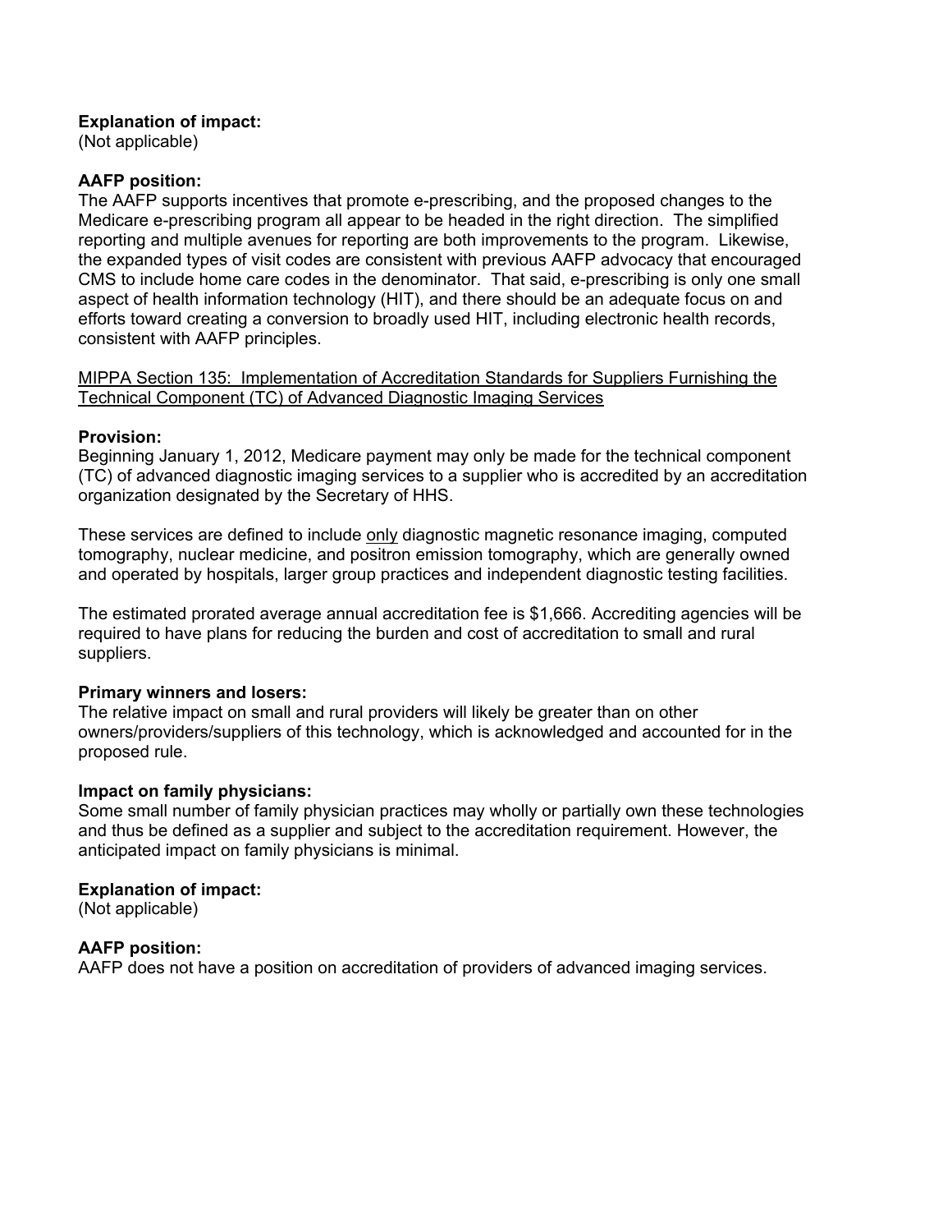**Explanation of impact:**
(Not applicable)

**AAFP position:**
The AAFP supports incentives that promote e-prescribing, and the proposed changes to the Medicare e-prescribing program all appear to be headed in the right direction. The simplified reporting and multiple avenues for reporting are both improvements to the program. Likewise, the expanded types of visit codes are consistent with previous AAFP advocacy that encouraged CMS to include home care codes in the denominator. That said, e-prescribing is only one small aspect of health information technology (HIT), and there should be an adequate focus on and efforts toward creating a conversion to broadly used HIT, including electronic health records, consistent with AAFP principles.

<u>MIPPA Section 135: Implementation of Accreditation Standards for Suppliers Furnishing the Technical Component (TC) of Advanced Diagnostic Imaging Services</u>

**Provision:**
Beginning January 1, 2012, Medicare payment may only be made for the technical component (TC) of advanced diagnostic imaging services to a supplier who is accredited by an accreditation organization designated by the Secretary of HHS.

These services are defined to include <u>only</u> diagnostic magnetic resonance imaging, computed tomography, nuclear medicine, and positron emission tomography, which are generally owned and operated by hospitals, larger group practices and independent diagnostic testing facilities.

The estimated prorated average annual accreditation fee is $1,666. Accrediting agencies will be required to have plans for reducing the burden and cost of accreditation to small and rural suppliers.

**Primary winners and losers:**
The relative impact on small and rural providers will likely be greater than on other owners/providers/suppliers of this technology, which is acknowledged and accounted for in the proposed rule.

**Impact on family physicians:**
Some small number of family physician practices may wholly or partially own these technologies and thus be defined as a supplier and subject to the accreditation requirement. However, the anticipated impact on family physicians is minimal.

**Explanation of impact:**
(Not applicable)

**AAFP position:**
AAFP does not have a position on accreditation of providers of advanced imaging services.